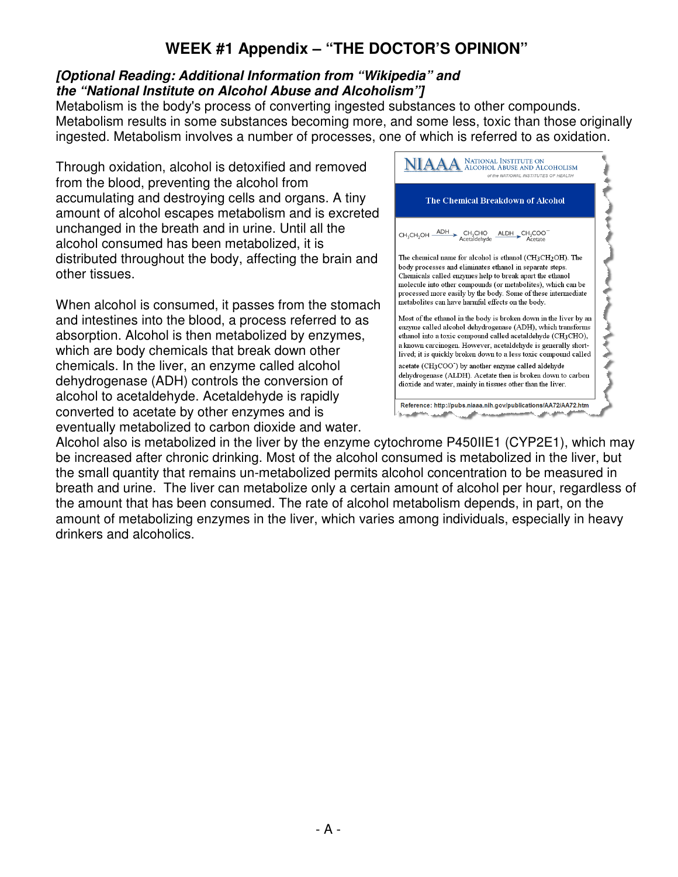# WEEK #1 Appendix – "THE DOCTOR'S OPINION"

***[Optional Reading: Additional Information from "Wikipedia" and the "National Institute on Alcohol Abuse and Alcoholism"]***

Metabolism is the body's process of converting ingested substances to other compounds. Metabolism results in some substances becoming more, and some less, toxic than those originally ingested. Metabolism involves a number of processes, one of which is referred to as oxidation.

Through oxidation, alcohol is detoxified and removed from the blood, preventing the alcohol from accumulating and destroying cells and organs. A tiny amount of alcohol escapes metabolism and is excreted unchanged in the breath and in urine. Until all the alcohol consumed has been metabolized, it is distributed throughout the body, affecting the brain and other tissues.

When alcohol is consumed, it passes from the stomach and intestines into the blood, a process referred to as absorption. Alcohol is then metabolized by enzymes, which are body chemicals that break down other chemicals. In the liver, an enzyme called alcohol dehydrogenase (ADH) controls the conversion of alcohol to acetaldehyde. Acetaldehyde is rapidly converted to acetate by other enzymes and is eventually metabolized to carbon dioxide and water. Alcohol also is metabolized in the liver by the enzyme cytochrome P450IIE1 (CYP2E1), which may be increased after chronic drinking. Most of the alcohol consumed is metabolized in the liver, but the small quantity that remains un-metabolized permits alcohol concentration to be measured in breath and urine. The liver can metabolize only a certain amount of alcohol per hour, regardless of the amount that has been consumed. The rate of alcohol metabolism depends, in part, on the amount of metabolizing enzymes in the liver, which varies among individuals, especially in heavy drinkers and alcoholics.

**NIAAA** NATIONAL INSTITUTE ON ALCOHOL ABUSE AND ALCOHOLISM
*of the NATIONAL INSTITUTES OF HEALTH*

**The Chemical Breakdown of Alcohol**

$$CH_3CH_2OH \xrightarrow{ADH} \underset{\text{Acetaldehyde}}{CH_3CHO} \xrightarrow{ALDH} \underset{\text{Acetate}}{CH_3COO^-}$$

The chemical name for alcohol is ethanol ($CH_3CH_2OH$). The body processes and eliminates ethanol in separate steps. Chemicals called enzymes help to break apart the ethanol molecule into other compounds (or metabolites), which can be processed more easily by the body. Some of these intermediate metabolites can have harmful effects on the body.

Most of the ethanol in the body is broken down in the liver by an enzyme called alcohol dehydrogenase (ADH), which transforms ethanol into a toxic compound called acetaldehyde ($CH_3CHO$), a known carcinogen. However, acetaldehyde is generally short-lived; it is quickly broken down to a less toxic compound called acetate ($CH_3COO^-$) by another enzyme called aldehyde dehydrogenase (ALDH). Acetate then is broken down to carbon dioxide and water, mainly in tissues other than the liver.

**Reference: http://pubs.niaaa.nih.gov/publications/AA72/AA72.htm**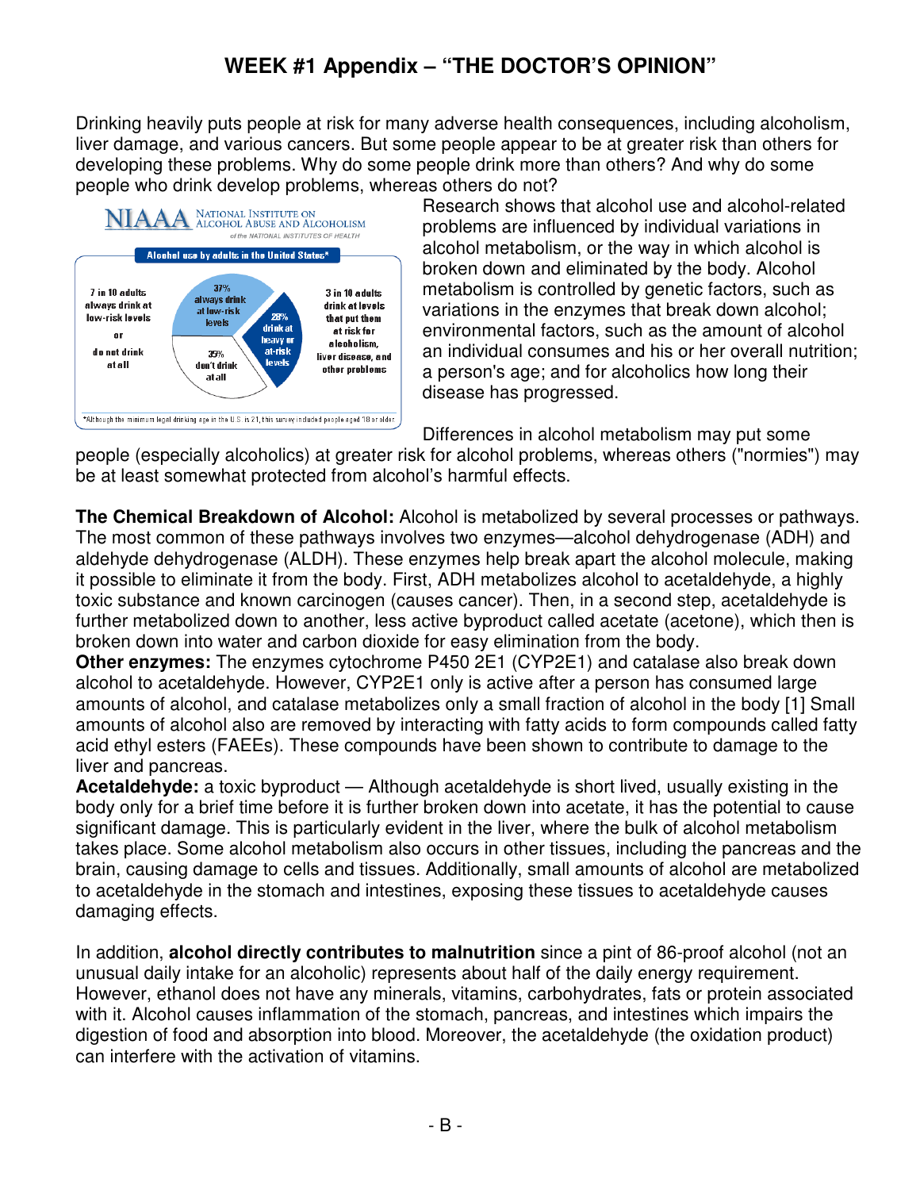## WEEK #1 Appendix – "THE DOCTOR'S OPINION"

Drinking heavily puts people at risk for many adverse health consequences, including alcoholism, liver damage, and various cancers. But some people appear to be at greater risk than others for developing these problems. Why do some people drink more than others? And why do some people who drink develop problems, whereas others do not?

NIAAA NATIONAL INSTITUTE ON ALCOHOL ABUSE AND ALCOHOLISM of the NATIONAL INSTITUTES OF HEALTH

Alcohol use by adults in the United States*

7 in 10 adults always drink at low-risk levels or do not drink at all

37% always drink at low-risk levels

28% drink at heavy or at-risk levels

35% don't drink at all

3 in 10 adults drink at levels that put them at risk for alcoholism, liver disease, and other problems

*Although the minimum legal drinking age in the U.S. is 21, this survey included people aged 18 or older.

Research shows that alcohol use and alcohol-related problems are influenced by individual variations in alcohol metabolism, or the way in which alcohol is broken down and eliminated by the body. Alcohol metabolism is controlled by genetic factors, such as variations in the enzymes that break down alcohol; environmental factors, such as the amount of alcohol an individual consumes and his or her overall nutrition; a person's age; and for alcoholics how long their disease has progressed.

Differences in alcohol metabolism may put some people (especially alcoholics) at greater risk for alcohol problems, whereas others ("normies") may be at least somewhat protected from alcohol's harmful effects.

**The Chemical Breakdown of Alcohol:** Alcohol is metabolized by several processes or pathways. The most common of these pathways involves two enzymes—alcohol dehydrogenase (ADH) and aldehyde dehydrogenase (ALDH). These enzymes help break apart the alcohol molecule, making it possible to eliminate it from the body. First, ADH metabolizes alcohol to acetaldehyde, a highly toxic substance and known carcinogen (causes cancer). Then, in a second step, acetaldehyde is further metabolized down to another, less active byproduct called acetate (acetone), which then is broken down into water and carbon dioxide for easy elimination from the body.

**Other enzymes:** The enzymes cytochrome P450 2E1 (CYP2E1) and catalase also break down alcohol to acetaldehyde. However, CYP2E1 only is active after a person has consumed large amounts of alcohol, and catalase metabolizes only a small fraction of alcohol in the body [1] Small amounts of alcohol also are removed by interacting with fatty acids to form compounds called fatty acid ethyl esters (FAEEs). These compounds have been shown to contribute to damage to the liver and pancreas.

**Acetaldehyde:** a toxic byproduct — Although acetaldehyde is short lived, usually existing in the body only for a brief time before it is further broken down into acetate, it has the potential to cause significant damage. This is particularly evident in the liver, where the bulk of alcohol metabolism takes place. Some alcohol metabolism also occurs in other tissues, including the pancreas and the brain, causing damage to cells and tissues. Additionally, small amounts of alcohol are metabolized to acetaldehyde in the stomach and intestines, exposing these tissues to acetaldehyde causes damaging effects.

In addition, **alcohol directly contributes to malnutrition** since a pint of 86-proof alcohol (not an unusual daily intake for an alcoholic) represents about half of the daily energy requirement. However, ethanol does not have any minerals, vitamins, carbohydrates, fats or protein associated with it. Alcohol causes inflammation of the stomach, pancreas, and intestines which impairs the digestion of food and absorption into blood. Moreover, the acetaldehyde (the oxidation product) can interfere with the activation of vitamins.